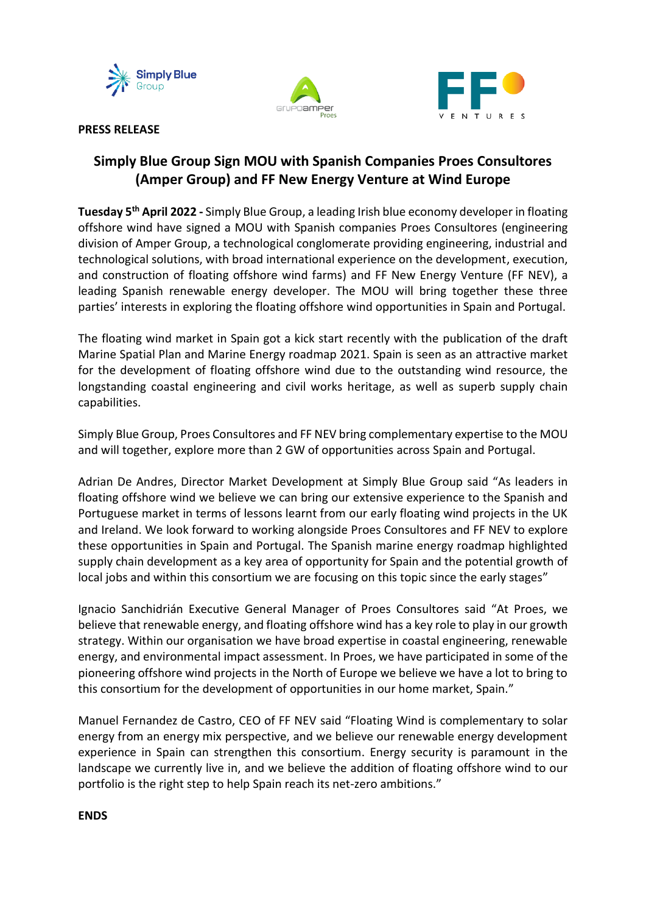**PRESS RELEASE**

# Simply Blue Group Sign MOU with Spanish Companies Proes Consultores (Amper Group) and FF New Energy Venture at Wind Europe

**Tuesday 5th April 2022 -** Simply Blue Group, a leading Irish blue economy developer in floating offshore wind have signed a MOU with Spanish companies Proes Consultores (engineering division of Amper Group, a technological conglomerate providing engineering, industrial and technological solutions, with broad international experience on the development, execution, and construction of floating offshore wind farms) and FF New Energy Venture (FF NEV), a leading Spanish renewable energy developer. The MOU will bring together these three parties' interests in exploring the floating offshore wind opportunities in Spain and Portugal.

The floating wind market in Spain got a kick start recently with the publication of the draft Marine Spatial Plan and Marine Energy roadmap 2021. Spain is seen as an attractive market for the development of floating offshore wind due to the outstanding wind resource, the longstanding coastal engineering and civil works heritage, as well as superb supply chain capabilities.

Simply Blue Group, Proes Consultores and FF NEV bring complementary expertise to the MOU and will together, explore more than 2 GW of opportunities across Spain and Portugal.

Adrian De Andres, Director Market Development at Simply Blue Group said "As leaders in floating offshore wind we believe we can bring our extensive experience to the Spanish and Portuguese market in terms of lessons learnt from our early floating wind projects in the UK and Ireland. We look forward to working alongside Proes Consultores and FF NEV to explore these opportunities in Spain and Portugal. The Spanish marine energy roadmap highlighted supply chain development as a key area of opportunity for Spain and the potential growth of local jobs and within this consortium we are focusing on this topic since the early stages"

Ignacio Sanchidrián Executive General Manager of Proes Consultores said "At Proes, we believe that renewable energy, and floating offshore wind has a key role to play in our growth strategy. Within our organisation we have broad expertise in coastal engineering, renewable energy, and environmental impact assessment. In Proes, we have participated in some of the pioneering offshore wind projects in the North of Europe we believe we have a lot to bring to this consortium for the development of opportunities in our home market, Spain."

Manuel Fernandez de Castro, CEO of FF NEV said "Floating Wind is complementary to solar energy from an energy mix perspective, and we believe our renewable energy development experience in Spain can strengthen this consortium. Energy security is paramount in the landscape we currently live in, and we believe the addition of floating offshore wind to our portfolio is the right step to help Spain reach its net-zero ambitions."

**ENDS**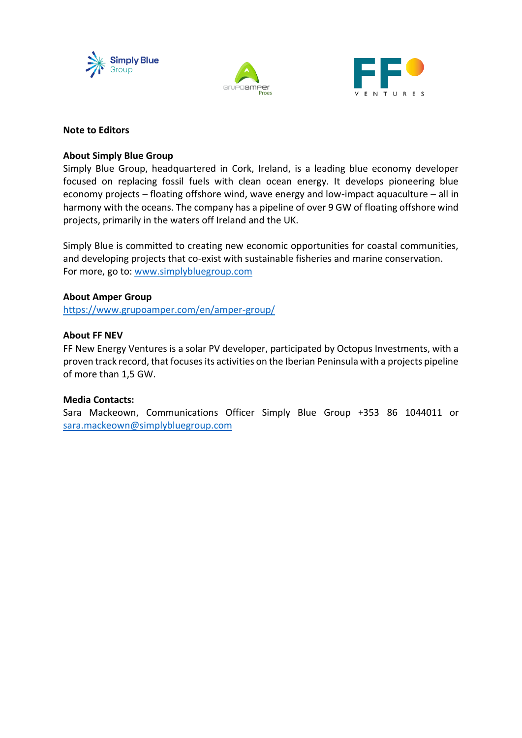**Note to Editors**

**About Simply Blue Group**

Simply Blue Group, headquartered in Cork, Ireland, is a leading blue economy developer focused on replacing fossil fuels with clean ocean energy. It develops pioneering blue economy projects – floating offshore wind, wave energy and low-impact aquaculture – all in harmony with the oceans. The company has a pipeline of over 9 GW of floating offshore wind projects, primarily in the waters off Ireland and the UK.

Simply Blue is committed to creating new economic opportunities for coastal communities, and developing projects that co-exist with sustainable fisheries and marine conservation. For more, go to: www.simplybluegroup.com

**About Amper Group**

https://www.grupoamper.com/en/amper-group/

**About FF NEV**

FF New Energy Ventures is a solar PV developer, participated by Octopus Investments, with a proven track record, that focuses its activities on the Iberian Peninsula with a projects pipeline of more than 1,5 GW.

**Media Contacts:**

Sara Mackeown, Communications Officer Simply Blue Group +353 86 1044011 or sara.mackeown@simplybluegroup.com